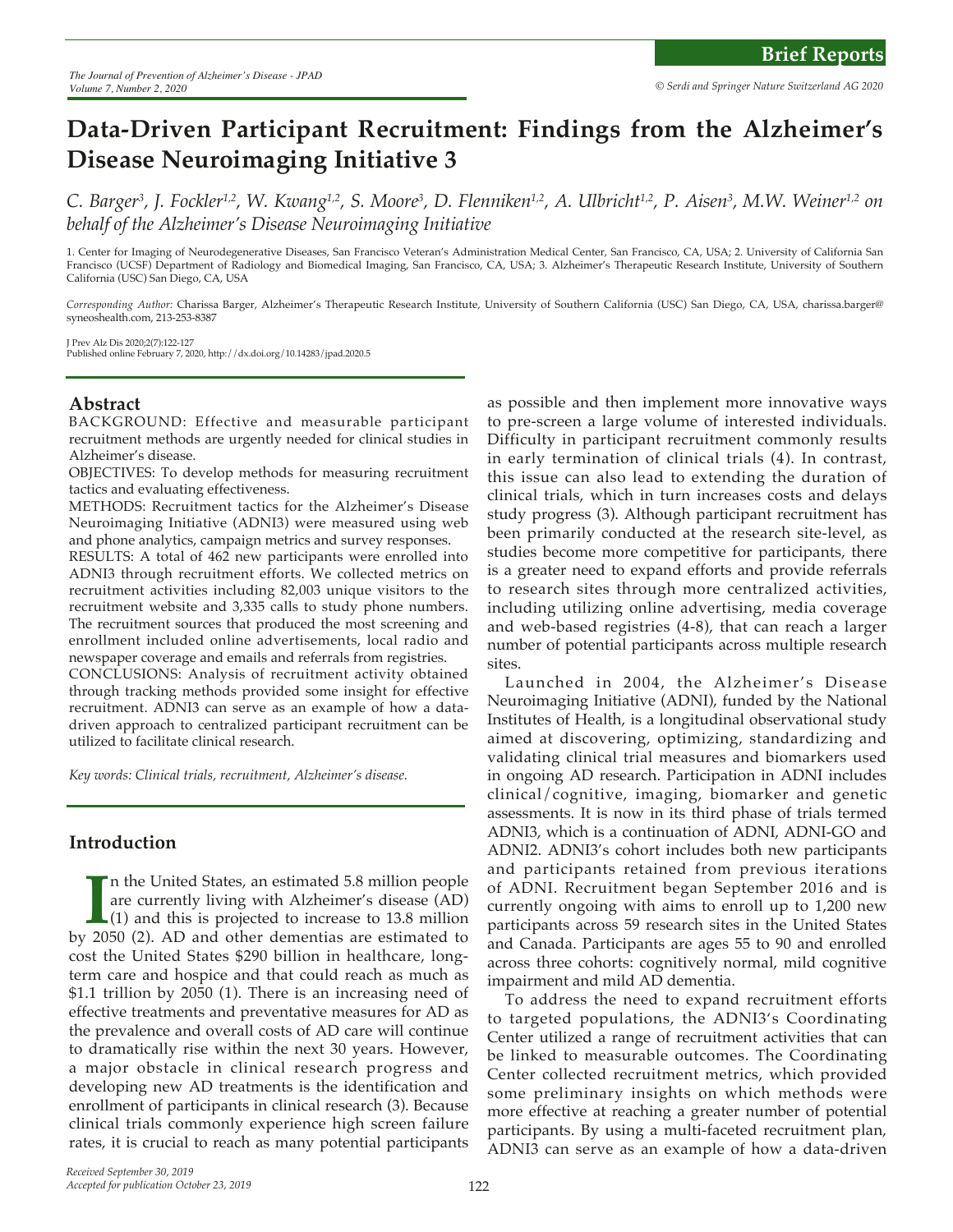# Data-Driven Participant Recruitment: Findings from the Alzheimer's Disease Neuroimaging Initiative 3

*C. Barger[3], J. Fockler[1,2], W. Kwang[1,2], S. Moore[3], D. Flenniken[1,2], A. Ulbricht[1,2], P. Aisen[3], M.W. Weiner[1,2] on behalf of the Alzheimer's Disease Neuroimaging Initiative*

1. Center for Imaging of Neurodegenerative Diseases, San Francisco Veteran's Administration Medical Center, San Francisco, CA, USA; 2. University of California San Francisco (UCSF) Department of Radiology and Biomedical Imaging, San Francisco, CA, USA; 3. Alzheimer's Therapeutic Research Institute, University of Southern California (USC) San Diego, CA, USA

*Corresponding Author:* Charissa Barger, Alzheimer's Therapeutic Research Institute, University of Southern California (USC) San Diego, CA, USA, charissa.barger@syneoshealth.com, 213-253-8387

J Prev Alz Dis 2020;2(7):122-127
Published online February 7, 2020, http://dx.doi.org/10.14283/jpad.2020.5

## Abstract

BACKGROUND: Effective and measurable participant recruitment methods are urgently needed for clinical studies in Alzheimer's disease.

OBJECTIVES: To develop methods for measuring recruitment tactics and evaluating effectiveness.

METHODS: Recruitment tactics for the Alzheimer's Disease Neuroimaging Initiative (ADNI3) were measured using web and phone analytics, campaign metrics and survey responses.

RESULTS: A total of 462 new participants were enrolled into ADNI3 through recruitment efforts. We collected metrics on recruitment activities including 82,003 unique visitors to the recruitment website and 3,335 calls to study phone numbers. The recruitment sources that produced the most screening and enrollment included online advertisements, local radio and newspaper coverage and emails and referrals from registries.

CONCLUSIONS: Analysis of recruitment activity obtained through tracking methods provided some insight for effective recruitment. ADNI3 can serve as an example of how a data-driven approach to centralized participant recruitment can be utilized to facilitate clinical research.

*Key words: Clinical trials, recruitment, Alzheimer's disease.*

## Introduction

In the United States, an estimated 5.8 million people are currently living with Alzheimer's disease (AD) (1) and this is projected to increase to 13.8 million by 2050 (2). AD and other dementias are estimated to cost the United States $290 billion in healthcare, long-term care and hospice and that could reach as much as $1.1 trillion by 2050 (1). There is an increasing need of effective treatments and preventative measures for AD as the prevalence and overall costs of AD care will continue to dramatically rise within the next 30 years. However, a major obstacle in clinical research progress and developing new AD treatments is the identification and enrollment of participants in clinical research (3). Because clinical trials commonly experience high screen failure rates, it is crucial to reach as many potential participants as possible and then implement more innovative ways to pre-screen a large volume of interested individuals. Difficulty in participant recruitment commonly results in early termination of clinical trials (4). In contrast, this issue can also lead to extending the duration of clinical trials, which in turn increases costs and delays study progress (3). Although participant recruitment has been primarily conducted at the research site-level, as studies become more competitive for participants, there is a greater need to expand efforts and provide referrals to research sites through more centralized activities, including utilizing online advertising, media coverage and web-based registries (4-8), that can reach a larger number of potential participants across multiple research sites.

Launched in 2004, the Alzheimer's Disease Neuroimaging Initiative (ADNI), funded by the National Institutes of Health, is a longitudinal observational study aimed at discovering, optimizing, standardizing and validating clinical trial measures and biomarkers used in ongoing AD research. Participation in ADNI includes clinical/cognitive, imaging, biomarker and genetic assessments. It is now in its third phase of trials termed ADNI3, which is a continuation of ADNI, ADNI-GO and ADNI2. ADNI3's cohort includes both new participants and participants retained from previous iterations of ADNI. Recruitment began September 2016 and is currently ongoing with aims to enroll up to 1,200 new participants across 59 research sites in the United States and Canada. Participants are ages 55 to 90 and enrolled across three cohorts: cognitively normal, mild cognitive impairment and mild AD dementia.

To address the need to expand recruitment efforts to targeted populations, the ADNI3's Coordinating Center utilized a range of recruitment activities that can be linked to measurable outcomes. The Coordinating Center collected recruitment metrics, which provided some preliminary insights on which methods were more effective at reaching a greater number of potential participants. By using a multi-faceted recruitment plan, ADNI3 can serve as an example of how a data-driven

*Received September 30, 2019*
*Accepted for publication October 23, 2019*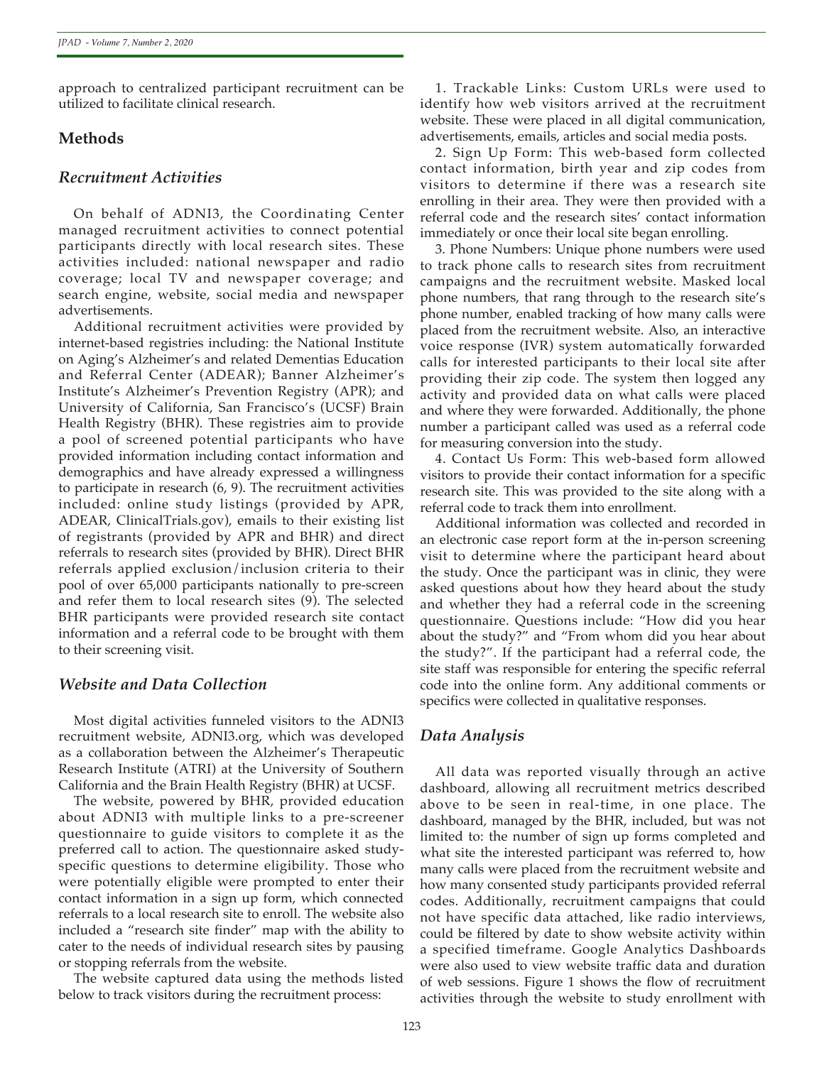approach to centralized participant recruitment can be utilized to facilitate clinical research.

## Methods

### *Recruitment Activities*

On behalf of ADNI3, the Coordinating Center managed recruitment activities to connect potential participants directly with local research sites. These activities included: national newspaper and radio coverage; local TV and newspaper coverage; and search engine, website, social media and newspaper advertisements.

Additional recruitment activities were provided by internet-based registries including: the National Institute on Aging's Alzheimer's and related Dementias Education and Referral Center (ADEAR); Banner Alzheimer's Institute's Alzheimer's Prevention Registry (APR); and University of California, San Francisco's (UCSF) Brain Health Registry (BHR). These registries aim to provide a pool of screened potential participants who have provided information including contact information and demographics and have already expressed a willingness to participate in research (6, 9). The recruitment activities included: online study listings (provided by APR, ADEAR, ClinicalTrials.gov), emails to their existing list of registrants (provided by APR and BHR) and direct referrals to research sites (provided by BHR). Direct BHR referrals applied exclusion/inclusion criteria to their pool of over 65,000 participants nationally to pre-screen and refer them to local research sites (9). The selected BHR participants were provided research site contact information and a referral code to be brought with them to their screening visit.

### *Website and Data Collection*

Most digital activities funneled visitors to the ADNI3 recruitment website, ADNI3.org, which was developed as a collaboration between the Alzheimer's Therapeutic Research Institute (ATRI) at the University of Southern California and the Brain Health Registry (BHR) at UCSF.

The website, powered by BHR, provided education about ADNI3 with multiple links to a pre-screener questionnaire to guide visitors to complete it as the preferred call to action. The questionnaire asked study-specific questions to determine eligibility. Those who were potentially eligible were prompted to enter their contact information in a sign up form, which connected referrals to a local research site to enroll. The website also included a "research site finder" map with the ability to cater to the needs of individual research sites by pausing or stopping referrals from the website.

The website captured data using the methods listed below to track visitors during the recruitment process:

1. Trackable Links: Custom URLs were used to identify how web visitors arrived at the recruitment website. These were placed in all digital communication, advertisements, emails, articles and social media posts.
2. Sign Up Form: This web-based form collected contact information, birth year and zip codes from visitors to determine if there was a research site enrolling in their area. They were then provided with a referral code and the research sites' contact information immediately or once their local site began enrolling.
3. Phone Numbers: Unique phone numbers were used to track phone calls to research sites from recruitment campaigns and the recruitment website. Masked local phone numbers, that rang through to the research site's phone number, enabled tracking of how many calls were placed from the recruitment website. Also, an interactive voice response (IVR) system automatically forwarded calls for interested participants to their local site after providing their zip code. The system then logged any activity and provided data on what calls were placed and where they were forwarded. Additionally, the phone number a participant called was used as a referral code for measuring conversion into the study.
4. Contact Us Form: This web-based form allowed visitors to provide their contact information for a specific research site. This was provided to the site along with a referral code to track them into enrollment.

Additional information was collected and recorded in an electronic case report form at the in-person screening visit to determine where the participant heard about the study. Once the participant was in clinic, they were asked questions about how they heard about the study and whether they had a referral code in the screening questionnaire. Questions include: "How did you hear about the study?" and "From whom did you hear about the study?". If the participant had a referral code, the site staff was responsible for entering the specific referral code into the online form. Any additional comments or specifics were collected in qualitative responses.

### *Data Analysis*

All data was reported visually through an active dashboard, allowing all recruitment metrics described above to be seen in real-time, in one place. The dashboard, managed by the BHR, included, but was not limited to: the number of sign up forms completed and what site the interested participant was referred to, how many calls were placed from the recruitment website and how many consented study participants provided referral codes. Additionally, recruitment campaigns that could not have specific data attached, like radio interviews, could be filtered by date to show website activity within a specified timeframe. Google Analytics Dashboards were also used to view website traffic data and duration of web sessions. Figure 1 shows the flow of recruitment activities through the website to study enrollment with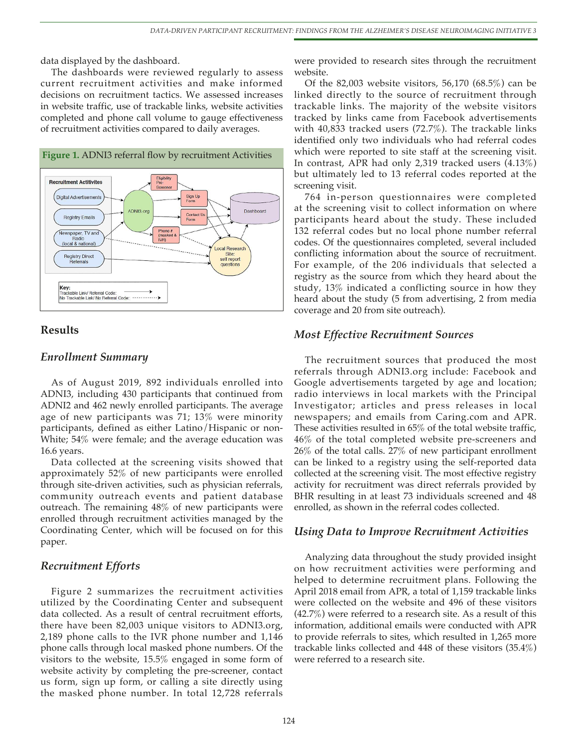data displayed by the dashboard.

The dashboards were reviewed regularly to assess current recruitment activities and make informed decisions on recruitment tactics. We assessed increases in website traffic, use of trackable links, website activities completed and phone call volume to gauge effectiveness of recruitment activities compared to daily averages.

**Figure 1.** ADNI3 referral flow by recruitment Activities

## Results

### Enrollment Summary

As of August 2019, 892 individuals enrolled into ADNI3, including 430 participants that continued from ADNI2 and 462 newly enrolled participants. The average age of new participants was 71; 13% were minority participants, defined as either Latino/Hispanic or non-White; 54% were female; and the average education was 16.6 years.

Data collected at the screening visits showed that approximately 52% of new participants were enrolled through site-driven activities, such as physician referrals, community outreach events and patient database outreach. The remaining 48% of new participants were enrolled through recruitment activities managed by the Coordinating Center, which will be focused on for this paper.

### Recruitment Efforts

Figure 2 summarizes the recruitment activities utilized by the Coordinating Center and subsequent data collected. As a result of central recruitment efforts, there have been 82,003 unique visitors to ADNI3.org, 2,189 phone calls to the IVR phone number and 1,146 phone calls through local masked phone numbers. Of the visitors to the website, 15.5% engaged in some form of website activity by completing the pre-screener, contact us form, sign up form, or calling a site directly using the masked phone number. In total 12,728 referrals were provided to research sites through the recruitment website.

Of the 82,003 website visitors, 56,170 (68.5%) can be linked directly to the source of recruitment through trackable links. The majority of the website visitors tracked by links came from Facebook advertisements with 40,833 tracked users (72.7%). The trackable links identified only two individuals who had referral codes which were reported to site staff at the screening visit. In contrast, APR had only 2,319 tracked users (4.13%) but ultimately led to 13 referral codes reported at the screening visit.

764 in-person questionnaires were completed at the screening visit to collect information on where participants heard about the study. These included 132 referral codes but no local phone number referral codes. Of the questionnaires completed, several included conflicting information about the source of recruitment. For example, of the 206 individuals that selected a registry as the source from which they heard about the study, 13% indicated a conflicting source in how they heard about the study (5 from advertising, 2 from media coverage and 20 from site outreach).

### Most Effective Recruitment Sources

The recruitment sources that produced the most referrals through ADNI3.org include: Facebook and Google advertisements targeted by age and location; radio interviews in local markets with the Principal Investigator; articles and press releases in local newspapers; and emails from Caring.com and APR. These activities resulted in 65% of the total website traffic, 46% of the total completed website pre-screeners and 26% of the total calls. 27% of new participant enrollment can be linked to a registry using the self-reported data collected at the screening visit. The most effective registry activity for recruitment was direct referrals provided by BHR resulting in at least 73 individuals screened and 48 enrolled, as shown in the referral codes collected.

### Using Data to Improve Recruitment Activities

Analyzing data throughout the study provided insight on how recruitment activities were performing and helped to determine recruitment plans. Following the April 2018 email from APR, a total of 1,159 trackable links were collected on the website and 496 of these visitors (42.7%) were referred to a research site. As a result of this information, additional emails were conducted with APR to provide referrals to sites, which resulted in 1,265 more trackable links collected and 448 of these visitors (35.4%) were referred to a research site.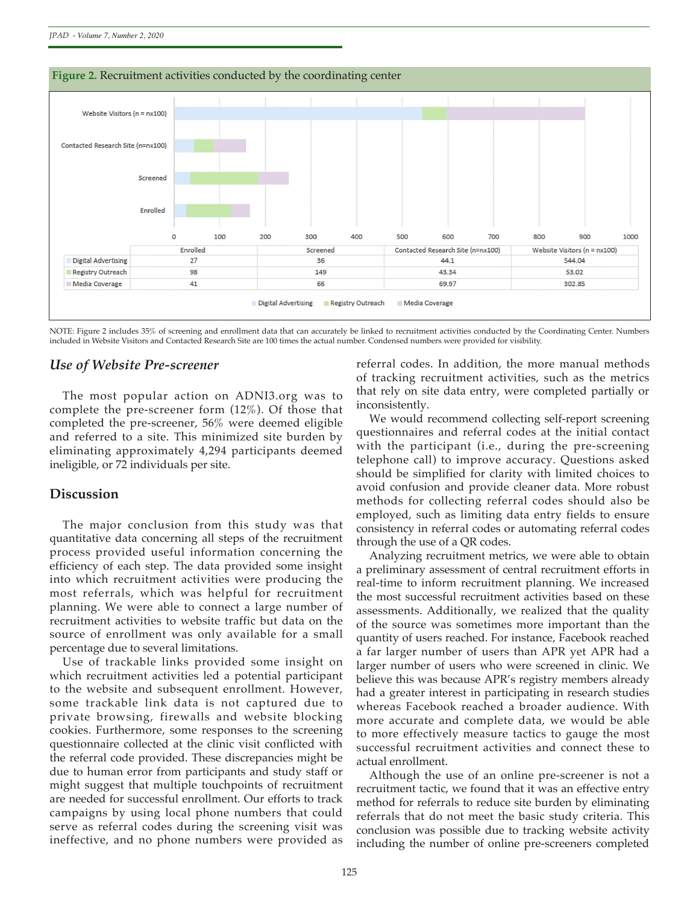**Figure 2.** Recruitment activities conducted by the coordinating center

| | Enrolled | Screened | Contacted Research Site (n=nx100) | Website Visitors (n = nx100) |
|---|---|---|---|---|
| Digital Advertising | 27 | 36 | 44.1 | 544.04 |
| Registry Outreach | 98 | 149 | 43.34 | 53.02 |
| Media Coverage | 41 | 66 | 69.97 | 302.85 |

NOTE: Figure 2 includes 35% of screening and enrollment data that can accurately be linked to recruitment activities conducted by the Coordinating Center. Numbers included in Website Visitors and Contacted Research Site are 100 times the actual number. Condensed numbers were provided for visibility.

### *Use of Website Pre-screener*

The most popular action on ADNI3.org was to complete the pre-screener form (12%). Of those that completed the pre-screener, 56% were deemed eligible and referred to a site. This minimized site burden by eliminating approximately 4,294 participants deemed ineligible, or 72 individuals per site.

## Discussion

The major conclusion from this study was that quantitative data concerning all steps of the recruitment process provided useful information concerning the efficiency of each step. The data provided some insight into which recruitment activities were producing the most referrals, which was helpful for recruitment planning. We were able to connect a large number of recruitment activities to website traffic but data on the source of enrollment was only available for a small percentage due to several limitations.

Use of trackable links provided some insight on which recruitment activities led a potential participant to the website and subsequent enrollment. However, some trackable link data is not captured due to private browsing, firewalls and website blocking cookies. Furthermore, some responses to the screening questionnaire collected at the clinic visit conflicted with the referral code provided. These discrepancies might be due to human error from participants and study staff or might suggest that multiple touchpoints of recruitment are needed for successful enrollment. Our efforts to track campaigns by using local phone numbers that could serve as referral codes during the screening visit was ineffective, and no phone numbers were provided as referral codes. In addition, the more manual methods of tracking recruitment activities, such as the metrics that rely on site data entry, were completed partially or inconsistently.

We would recommend collecting self-report screening questionnaires and referral codes at the initial contact with the participant (i.e., during the pre-screening telephone call) to improve accuracy. Questions asked should be simplified for clarity with limited choices to avoid confusion and provide cleaner data. More robust methods for collecting referral codes should also be employed, such as limiting data entry fields to ensure consistency in referral codes or automating referral codes through the use of a QR codes.

Analyzing recruitment metrics, we were able to obtain a preliminary assessment of central recruitment efforts in real-time to inform recruitment planning. We increased the most successful recruitment activities based on these assessments. Additionally, we realized that the quality of the source was sometimes more important than the quantity of users reached. For instance, Facebook reached a far larger number of users than APR yet APR had a larger number of users who were screened in clinic. We believe this was because APR's registry members already had a greater interest in participating in research studies whereas Facebook reached a broader audience. With more accurate and complete data, we would be able to more effectively measure tactics to gauge the most successful recruitment activities and connect these to actual enrollment.

Although the use of an online pre-screener is not a recruitment tactic, we found that it was an effective entry method for referrals to reduce site burden by eliminating referrals that do not meet the basic study criteria. This conclusion was possible due to tracking website activity including the number of online pre-screeners completed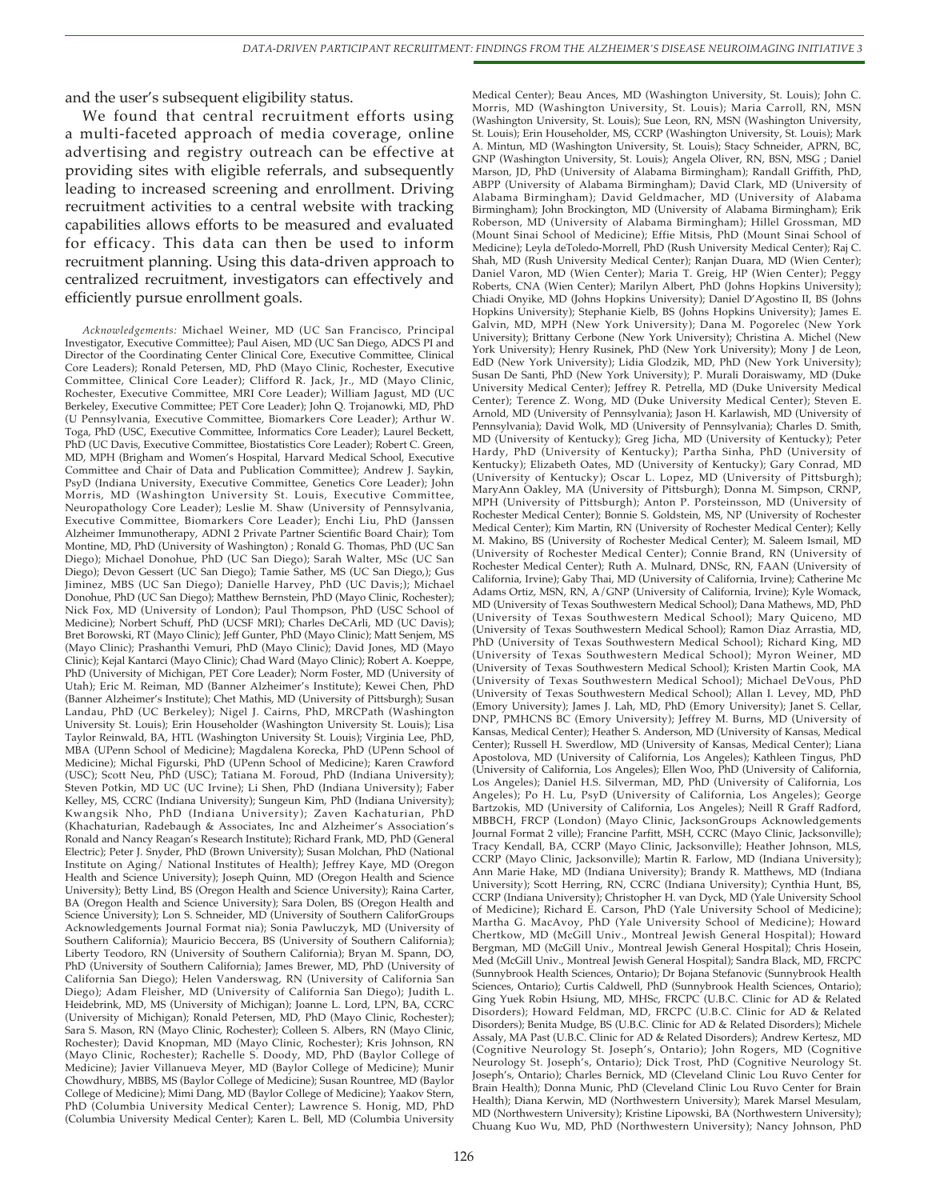and the user's subsequent eligibility status.

We found that central recruitment efforts using a multi-faceted approach of media coverage, online advertising and registry outreach can be effective at providing sites with eligible referrals, and subsequently leading to increased screening and enrollment. Driving recruitment activities to a central website with tracking capabilities allows efforts to be measured and evaluated for efficacy. This data can then be used to inform recruitment planning. Using this data-driven approach to centralized recruitment, investigators can effectively and efficiently pursue enrollment goals.

*Acknowledgements:* Michael Weiner, MD (UC San Francisco, Principal Investigator, Executive Committee); Paul Aisen, MD (UC San Diego, ADCS PI and Director of the Coordinating Center Clinical Core, Executive Committee, Clinical Core Leaders); Ronald Petersen, MD, PhD (Mayo Clinic, Rochester, Executive Committee, Clinical Core Leader); Clifford R. Jack, Jr., MD (Mayo Clinic, Rochester, Executive Committee, MRI Core Leader); William Jagust, MD (UC Berkeley, Executive Committee; PET Core Leader); John Q. Trojanowki, MD, PhD (U Pennsylvania, Executive Committee, Biomarkers Core Leader); Arthur W. Toga, PhD (USC, Executive Committee, Informatics Core Leader); Laurel Beckett, PhD (UC Davis, Executive Committee, Biostatistics Core Leader); Robert C. Green, MD, MPH (Brigham and Women's Hospital, Harvard Medical School, Executive Committee and Chair of Data and Publication Committee); Andrew J. Saykin, PsyD (Indiana University, Executive Committee, Genetics Core Leader); John Morris, MD (Washington University St. Louis, Executive Committee, Neuropathology Core Leader); Leslie M. Shaw (University of Pennsylvania, Executive Committee, Biomarkers Core Leader); Enchi Liu, PhD (Janssen Alzheimer Immunotherapy, ADNI 2 Private Partner Scientific Board Chair); Tom Montine, MD, PhD (University of Washington) ; Ronald G. Thomas, PhD (UC San Diego); Michael Donohue, PhD (UC San Diego); Sarah Walter, MSc (UC San Diego); Devon Gessert (UC San Diego); Tamie Sather, MS (UC San Diego,); Gus Jiminez, MBS (UC San Diego); Danielle Harvey, PhD (UC Davis;); Michael Donohue, PhD (UC San Diego); Matthew Bernstein, PhD (Mayo Clinic, Rochester); Nick Fox, MD (University of London); Paul Thompson, PhD (USC School of Medicine); Norbert Schuff, PhD (UCSF MRI); Charles DeCArli, MD (UC Davis); Bret Borowski, RT (Mayo Clinic); Jeff Gunter, PhD (Mayo Clinic); Matt Senjem, MS (Mayo Clinic); Prashanthi Vemuri, PhD (Mayo Clinic); David Jones, MD (Mayo Clinic); Kejal Kantarci (Mayo Clinic); Chad Ward (Mayo Clinic); Robert A. Koeppe, PhD (University of Michigan, PET Core Leader); Norm Foster, MD (University of Utah); Eric M. Reiman, MD (Banner Alzheimer's Institute); Kewei Chen, PhD (Banner Alzheimer's Institute); Chet Mathis, MD (University of Pittsburgh); Susan Landau, PhD (UC Berkeley); Nigel J. Cairns, PhD, MRCPath (Washington University St. Louis); Erin Householder (Washington University St. Louis); Lisa Taylor Reinwald, BA, HTL (Washington University St. Louis); Virginia Lee, PhD, MBA (UPenn School of Medicine); Magdalena Korecka, PhD (UPenn School of Medicine); Michal Figurski, PhD (UPenn School of Medicine); Karen Crawford (USC); Scott Neu, PhD (USC); Tatiana M. Foroud, PhD (Indiana University); Steven Potkin, MD UC (UC Irvine); Li Shen, PhD (Indiana University); Faber Kelley, MS, CCRC (Indiana University); Sungeun Kim, PhD (Indiana University); Kwangsik Nho, PhD (Indiana University); Zaven Kachaturian, PhD (Khachaturian, Radebaugh & Associates, Inc and Alzheimer's Association's Ronald and Nancy Reagan's Research Institute); Richard Frank, MD, PhD (General Electric); Peter J. Snyder, PhD (Brown University); Susan Molchan, PhD (National Institute on Aging/ National Institutes of Health); Jeffrey Kaye, MD (Oregon Health and Science University); Joseph Quinn, MD (Oregon Health and Science University); Betty Lind, BS (Oregon Health and Science University); Raina Carter, BA (Oregon Health and Science University); Sara Dolen, BS (Oregon Health and Science University); Lon S. Schneider, MD (University of Southern CaliforGroups Acknowledgements Journal Format nia); Sonia Pawluczyk, MD (University of Southern California); Mauricio Beccera, BS (University of Southern California); Liberty Teodoro, RN (University of Southern California); Bryan M. Spann, DO, PhD (University of Southern California); James Brewer, MD, PhD (University of California San Diego); Helen Vanderswag, RN (University of California San Diego); Adam Fleisher, MD (University of California San Diego); Judith L. Heidebrink, MD, MS (University of Michigan); Joanne L. Lord, LPN, BA, CCRC (University of Michigan); Ronald Petersen, MD, PhD (Mayo Clinic, Rochester); Sara S. Mason, RN (Mayo Clinic, Rochester); Colleen S. Albers, RN (Mayo Clinic, Rochester); David Knopman, MD (Mayo Clinic, Rochester); Kris Johnson, RN (Mayo Clinic, Rochester); Rachelle S. Doody, MD, PhD (Baylor College of Medicine); Javier Villanueva Meyer, MD (Baylor College of Medicine); Munir Chowdhury, MBBS, MS (Baylor College of Medicine); Susan Rountree, MD (Baylor College of Medicine); Mimi Dang, MD (Baylor College of Medicine); Yaakov Stern, PhD (Columbia University Medical Center); Lawrence S. Honig, MD, PhD (Columbia University Medical Center); Karen L. Bell, MD (Columbia University Medical Center); Beau Ances, MD (Washington University, St. Louis); John C. Morris, MD (Washington University, St. Louis); Maria Carroll, RN, MSN (Washington University, St. Louis); Sue Leon, RN, MSN (Washington University, St. Louis); Erin Householder, MS, CCRP (Washington University, St. Louis); Mark A. Mintun, MD (Washington University, St. Louis); Stacy Schneider, APRN, BC, GNP (Washington University, St. Louis); Angela Oliver, RN, BSN, MSG ; Daniel Marson, JD, PhD (University of Alabama Birmingham); Randall Griffith, PhD, ABPP (University of Alabama Birmingham); David Clark, MD (University of Alabama Birmingham); David Geldmacher, MD (University of Alabama Birmingham); John Brockington, MD (University of Alabama Birmingham); Erik Roberson, MD (University of Alabama Birmingham); Hillel Grossman, MD (Mount Sinai School of Medicine); Effie Mitsis, PhD (Mount Sinai School of Medicine); Leyla deToledo-Morrell, PhD (Rush University Medical Center); Raj C. Shah, MD (Rush University Medical Center); Ranjan Duara, MD (Wien Center); Daniel Varon, MD (Wien Center); Maria T. Greig, HP (Wien Center); Peggy Roberts, CNA (Wien Center); Marilyn Albert, PhD (Johns Hopkins University); Chiadi Onyike, MD (Johns Hopkins University); Daniel D'Agostino II, BS (Johns Hopkins University); Stephanie Kielb, BS (Johns Hopkins University); James E. Galvin, MD, MPH (New York University); Dana M. Pogorelec (New York University); Brittany Cerbone (New York University); Christina A. Michel (New York University); Henry Rusinek, PhD (New York University); Mony J de Leon, EdD (New York University); Lidia Glodzik, MD, PhD (New York University); Susan De Santi, PhD (New York University); P. Murali Doraiswamy, MD (Duke University Medical Center); Jeffrey R. Petrella, MD (Duke University Medical Center); Terence Z. Wong, MD (Duke University Medical Center); Steven E. Arnold, MD (University of Pennsylvania); Jason H. Karlawish, MD (University of Pennsylvania); David Wolk, MD (University of Pennsylvania); Charles D. Smith, MD (University of Kentucky); Greg Jicha, MD (University of Kentucky); Peter Hardy, PhD (University of Kentucky); Partha Sinha, PhD (University of Kentucky); Elizabeth Oates, MD (University of Kentucky); Gary Conrad, MD (University of Kentucky); Oscar L. Lopez, MD (University of Pittsburgh); MaryAnn Oakley, MA (University of Pittsburgh); Donna M. Simpson, CRNP, MPH (University of Pittsburgh); Anton P. Porsteinsson, MD (University of Rochester Medical Center); Bonnie S. Goldstein, MS, NP (University of Rochester Medical Center); Kim Martin, RN (University of Rochester Medical Center); Kelly M. Makino, BS (University of Rochester Medical Center); M. Saleem Ismail, MD (University of Rochester Medical Center); Connie Brand, RN (University of Rochester Medical Center); Ruth A. Mulnard, DNSc, RN, FAAN (University of California, Irvine); Gaby Thai, MD (University of California, Irvine); Catherine Mc Adams Ortiz, MSN, RN, A/GNP (University of California, Irvine); Kyle Womack, MD (University of Texas Southwestern Medical School); Dana Mathews, MD, PhD (University of Texas Southwestern Medical School); Mary Quiceno, MD (University of Texas Southwestern Medical School); Ramon Diaz Arrastia, MD, PhD (University of Texas Southwestern Medical School); Richard King, MD (University of Texas Southwestern Medical School); Myron Weiner, MD (University of Texas Southwestern Medical School); Kristen Martin Cook, MA (University of Texas Southwestern Medical School); Michael DeVous, PhD (University of Texas Southwestern Medical School); Allan I. Levey, MD, PhD (Emory University); James J. Lah, MD, PhD (Emory University); Janet S. Cellar, DNP, PMHCNS BC (Emory University); Jeffrey M. Burns, MD (University of Kansas, Medical Center); Heather S. Anderson, MD (University of Kansas, Medical Center); Russell H. Swerdlow, MD (University of Kansas, Medical Center); Liana Apostolova, MD (University of California, Los Angeles); Kathleen Tingus, PhD (University of California, Los Angeles); Ellen Woo, PhD (University of California, Los Angeles); Daniel H.S. Silverman, MD, PhD (University of California, Los Angeles); Po H. Lu, PsyD (University of California, Los Angeles); George Bartzokis, MD (University of California, Los Angeles); Neill R Graff Radford, MBBCH, FRCP (London) (Mayo Clinic, JacksonGroups Acknowledgements Journal Format 2 ville); Francine Parfitt, MSH, CCRC (Mayo Clinic, Jacksonville); Tracy Kendall, BA, CCRP (Mayo Clinic, Jacksonville); Heather Johnson, MLS, CCRP (Mayo Clinic, Jacksonville); Martin R. Farlow, MD (Indiana University); Ann Marie Hake, MD (Indiana University); Brandy R. Matthews, MD (Indiana University); Scott Herring, RN, CCRC (Indiana University); Cynthia Hunt, BS, CCRP (Indiana University); Christopher H. van Dyck, MD (Yale University School of Medicine); Richard E. Carson, PhD (Yale University School of Medicine); Martha G. MacAvoy, PhD (Yale University School of Medicine); Howard Chertkow, MD (McGill Univ., Montreal Jewish General Hospital); Howard Bergman, MD (McGill Univ., Montreal Jewish General Hospital); Chris Hosein, Med (McGill Univ., Montreal Jewish General Hospital); Sandra Black, MD, FRCPC (Sunnybrook Health Sciences, Ontario); Dr Bojana Stefanovic (Sunnybrook Health Sciences, Ontario); Curtis Caldwell, PhD (Sunnybrook Health Sciences, Ontario); Ging Yuek Robin Hsiung, MD, MHSc, FRCPC (U.B.C. Clinic for AD & Related Disorders); Howard Feldman, MD, FRCPC (U.B.C. Clinic for AD & Related Disorders); Benita Mudge, BS (U.B.C. Clinic for AD & Related Disorders); Michele Assaly, MA Past (U.B.C. Clinic for AD & Related Disorders); Andrew Kertesz, MD (Cognitive Neurology St. Joseph's, Ontario); John Rogers, MD (Cognitive Neurology St. Joseph's, Ontario); Dick Trost, PhD (Cognitive Neurology St. Joseph's, Ontario); Charles Bernick, MD (Cleveland Clinic Lou Ruvo Center for Brain Health); Donna Munic, PhD (Cleveland Clinic Lou Ruvo Center for Brain Health); Diana Kerwin, MD (Northwestern University); Marek Marsel Mesulam, MD (Northwestern University); Kristine Lipowski, BA (Northwestern University); Chuang Kuo Wu, MD, PhD (Northwestern University); Nancy Johnson, PhD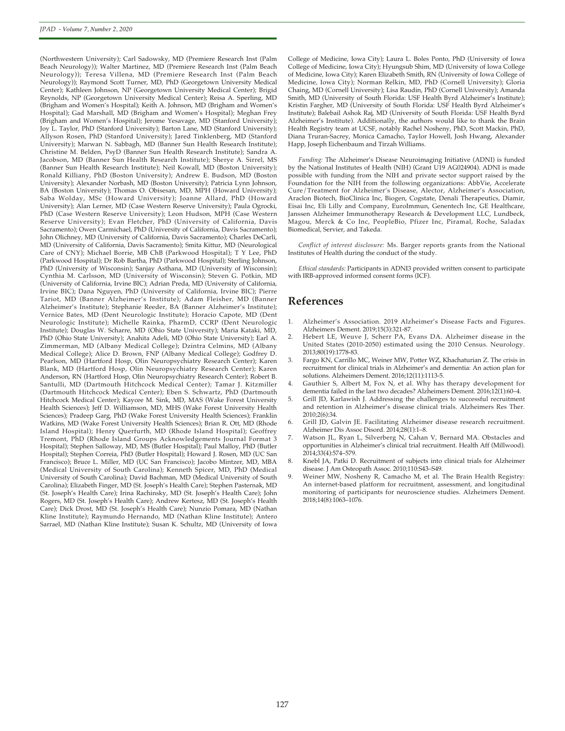(Northwestern University); Carl Sadowsky, MD (Premiere Research Inst (Palm Beach Neurology)); Walter Martinez, MD (Premiere Research Inst (Palm Beach Neurology)); Teresa Villena, MD (Premiere Research Inst (Palm Beach Neurology)); Raymond Scott Turner, MD, PhD (Georgetown University Medical Center); Kathleen Johnson, NP (Georgetown University Medical Center); Brigid Reynolds, NP (Georgetown University Medical Center); Reisa A. Sperling, MD (Brigham and Women's Hospital); Keith A. Johnson, MD (Brigham and Women's Hospital); Gad Marshall, MD (Brigham and Women's Hospital); Meghan Frey (Brigham and Women's Hospital); Jerome Yesavage, MD (Stanford University); Joy L. Taylor, PhD (Stanford University); Barton Lane, MD (Stanford University); Allyson Rosen, PhD (Stanford University); Jared Tinklenberg, MD (Stanford University); Marwan N. Sabbagh, MD (Banner Sun Health Research Institute); Christine M. Belden, PsyD (Banner Sun Health Research Institute); Sandra A. Jacobson, MD (Banner Sun Health Research Institute); Sherye A. Sirrel, MS (Banner Sun Health Research Institute); Neil Kowall, MD (Boston University); Ronald Killiany, PhD (Boston University); Andrew E. Budson, MD (Boston University); Alexander Norbash, MD (Boston University); Patricia Lynn Johnson, BA (Boston University); Thomas O. Obisesan, MD, MPH (Howard University); Saba Wolday, MSc (Howard University); Joanne Allard, PhD (Howard University); Alan Lerner, MD (Case Western Reserve University); Paula Ogrocki, PhD (Case Western Reserve University); Leon Hudson, MPH (Case Western Reserve University); Evan Fletcher, PhD (University of California, Davis Sacramento); Owen Carmichael, PhD (University of California, Davis Sacramento); John Olichney, MD (University of California, Davis Sacramento); Charles DeCarli, MD (University of California, Davis Sacramento); Smita Kittur, MD (Neurological Care of CNY); Michael Borrie, MB ChB (Parkwood Hospital); T Y Lee, PhD (Parkwood Hospital); Dr Rob Bartha, PhD (Parkwood Hospital); Sterling Johnson, PhD (University of Wisconsin); Sanjay Asthana, MD (University of Wisconsin); Cynthia M. Carlsson, MD (University of Wisconsin); Steven G. Potkin, MD (University of California, Irvine BIC); Adrian Preda, MD (University of California, Irvine BIC); Dana Nguyen, PhD (University of California, Irvine BIC); Pierre Tariot, MD (Banner Alzheimer's Institute); Adam Fleisher, MD (Banner Alzheimer's Institute); Stephanie Reeder, BA (Banner Alzheimer's Institute); Vernice Bates, MD (Dent Neurologic Institute); Horacio Capote, MD (Dent Neurologic Institute); Michelle Rainka, PharmD, CCRP (Dent Neurologic Institute); Douglas W. Scharre, MD (Ohio State University); Maria Kataki, MD, PhD (Ohio State University); Anahita Adeli, MD (Ohio State University); Earl A. Zimmerman, MD (Albany Medical College); Dzintra Celmins, MD (Albany Medical College); Alice D. Brown, FNP (Albany Medical College); Godfrey D. Pearlson, MD (Hartford Hosp, Olin Neuropsychiatry Research Center); Karen Blank, MD (Hartford Hosp, Olin Neuropsychiatry Research Center); Karen Anderson, RN (Hartford Hosp, Olin Neuropsychiatry Research Center); Robert B. Santulli, MD (Dartmouth Hitchcock Medical Center); Tamar J. Kitzmiller (Dartmouth Hitchcock Medical Center); Eben S. Schwartz, PhD (Dartmouth Hitchcock Medical Center); Kaycee M. Sink, MD, MAS (Wake Forest University Health Sciences); Jeff D. Williamson, MD, MHS (Wake Forest University Health Sciences); Pradeep Garg, PhD (Wake Forest University Health Sciences); Franklin Watkins, MD (Wake Forest University Health Sciences); Brian R. Ott, MD (Rhode Island Hospital); Henry Querfurth, MD (Rhode Island Hospital); Geoffrey Tremont, PhD (Rhode Island Groups Acknowledgements Journal Format 3 Hospital); Stephen Salloway, MD, MS (Butler Hospital); Paul Malloy, PhD (Butler Hospital); Stephen Correia, PhD (Butler Hospital); Howard J. Rosen, MD (UC San Francisco); Bruce L. Miller, MD (UC San Francisco); Jacobo Mintzer, MD, MBA (Medical University of South Carolina); Kenneth Spicer, MD, PhD (Medical University of South Carolina); David Bachman, MD (Medical University of South Carolina); Elizabeth Finger, MD (St. Joseph's Health Care); Stephen Pasternak, MD (St. Joseph's Health Care); Irina Rachinsky, MD (St. Joseph's Health Care); John Rogers, MD (St. Joseph's Health Care); Andrew Kertesz, MD (St. Joseph's Health Care); Dick Drost, MD (St. Joseph's Health Care); Nunzio Pomara, MD (Nathan Kline Institute); Raymundo Hernando, MD (Nathan Kline Institute); Antero Sarrael, MD (Nathan Kline Institute); Susan K. Schultz, MD (University of Iowa College of Medicine, Iowa City); Laura L. Boles Ponto, PhD (University of Iowa College of Medicine, Iowa City); Hyungsub Shim, MD (University of Iowa College of Medicine, Iowa City); Karen Elizabeth Smith, RN (University of Iowa College of Medicine, Iowa City); Norman Relkin, MD, PhD (Cornell University); Gloria Chaing, MD (Cornell University); Lisa Raudin, PhD (Cornell University); Amanda Smith, MD (University of South Florida: USF Health Byrd Alzheimer's Institute); Kristin Fargher, MD (University of South Florida: USF Health Byrd Alzheimer's Institute); Balebail Ashok Raj, MD (University of South Florida: USF Health Byrd Alzheimer's Institute). Additionally, the authors would like to thank the Brain Health Registry team at UCSF, notably Rachel Nosheny, PhD, Scott Mackin, PhD, Diana Truran-Sacrey, Monica Camacho, Taylor Howell, Josh Hwang, Alexander Happ, Joseph Eichenbaum and Tirzah Williams.

*Funding:* The Alzheimer's Disease Neuroimaging Initiative (ADNI) is funded by the National Institutes of Health (NIH) (Grant U19 AG024904). ADNI is made possible with funding from the NIH and private sector support raised by the Foundation for the NIH from the following organizations: AbbVie, Accelerate Cure/Treatment for Alzheimer's Disease, Alector, Alzheimer's Association, Araclon Biotech, BioClinica Inc, Biogen, Cogstate, Denali Therapeutics, Diamir, Eisai Inc, Eli Lilly and Company, EuroImmun, Genentech Inc, GE Healthcare, Janssen Alzheimer Immunotherapy Research & Development LLC, Lundbeck, Magou, Merck & Co Inc, PeopleBio, Pfizer Inc, Piramal, Roche, Saladax Biomedical, Servier, and Takeda.

*Conflict of interest disclosure:* Ms. Barger reports grants from the National Institutes of Health during the conduct of the study.

*Ethical standards:* Participants in ADNI3 provided written consent to participate with IRB-approved informed consent forms (ICF).

# References

1. Alzheimer's Association. 2019 Alzheimer's Disease Facts and Figures. Alzheimers Dement. 2019;15(3):321-87.
2. Hebert LE, Weuve J, Scherr PA, Evans DA. Alzheimer disease in the United States (2010-2050) estimated using the 2010 Census. Neurology. 2013;80(19):1778-83.
3. Fargo KN, Carrillo MC, Weiner MW, Potter WZ, Khachaturian Z. The crisis in recruitment for clinical trials in Alzheimer's and dementia: An action plan for solutions. Alzheimers Dement. 2016;12(11):1113-5.
4. Gauthier S, Albert M, Fox N, et al. Why has therapy development for dementia failed in the last two decades? Alzheimers Dement. 2016;12(1):60–4.
5. Grill JD, Karlawish J. Addressing the challenges to successful recruitment and retention in Alzheimer's disease clinical trials. Alzheimers Res Ther. 2010;2(6):34.
6. Grill JD, Galvin JE. Facilitating Alzheimer disease research recruitment. Alzheimer Dis Assoc Disord. 2014;28(1):1–8.
7. Watson JL, Ryan L, Silverberg N, Cahan V, Bernard MA. Obstacles and opportunities in Alzheimer's clinical trial recruitment. Health Aff (Millwood). 2014;33(4):574–579.
8. Knebl JA, Patki D. Recruitment of subjects into clinical trials for Alzheimer disease. J Am Osteopath Assoc. 2010;110:S43–S49.
9. Weiner MW, Nosheny R, Camacho M, et al. The Brain Health Registry: An internet-based platform for recruitment, assessment, and longitudinal monitoring of participants for neuroscience studies. Alzheimers Dement. 2018;14(8):1063–1076.